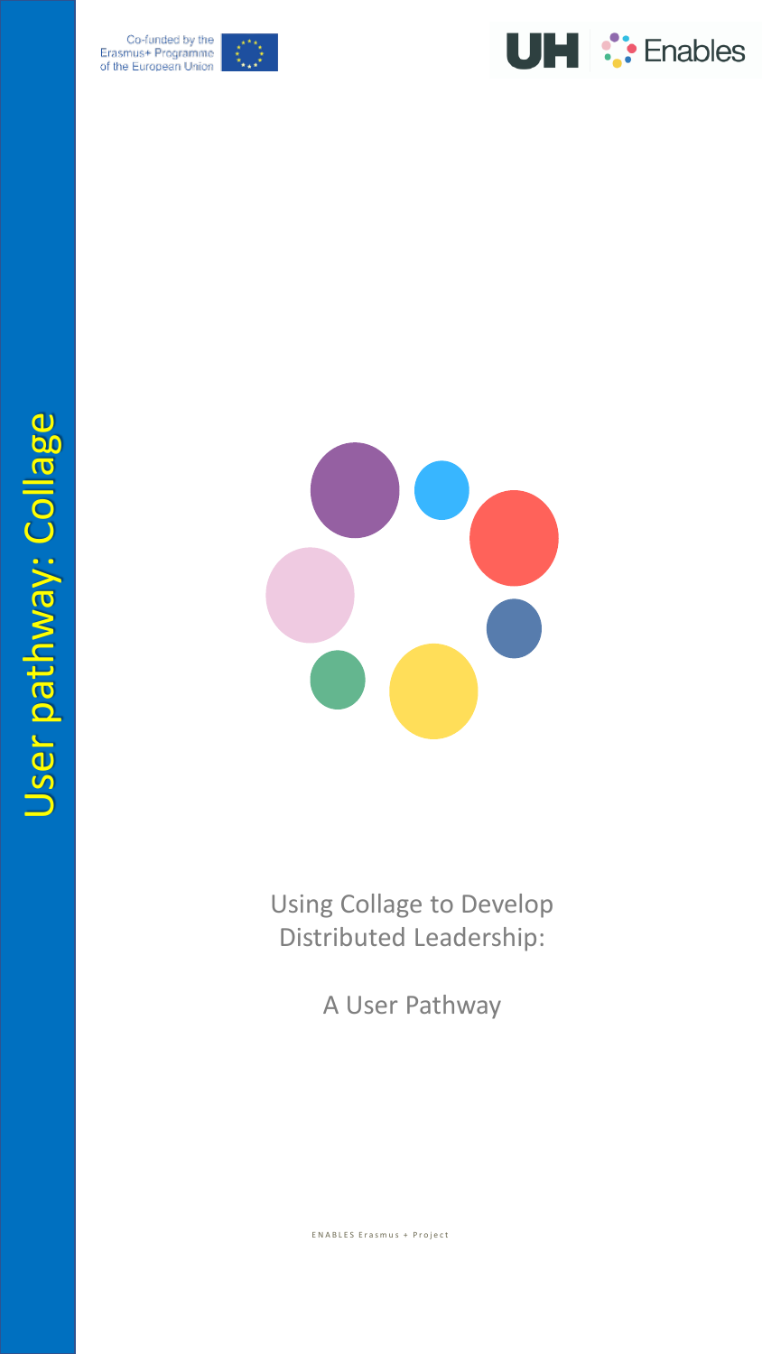Co-funded by the Erasmus+ Programme of the European Union

UH Enables

User pathway: Collage

# Using Collage to Develop Distributed Leadership:

## A User Pathway

ENABLES Erasmus + Project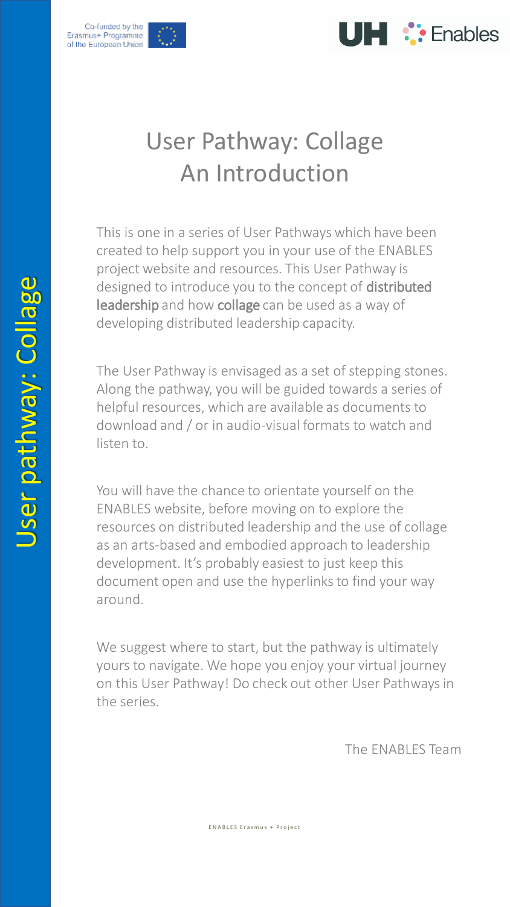# User Pathway: Collage
# An Introduction

This is one in a series of User Pathways which have been created to help support you in your use of the ENABLES project website and resources. This User Pathway is designed to introduce you to the concept of **distributed leadership** and how **collage** can be used as a way of developing distributed leadership capacity.

The User Pathway is envisaged as a set of stepping stones. Along the pathway, you will be guided towards a series of helpful resources, which are available as documents to download and / or in audio-visual formats to watch and listen to.

You will have the chance to orientate yourself on the ENABLES website, before moving on to explore the resources on distributed leadership and the use of collage as an arts-based and embodied approach to leadership development. It's probably easiest to just keep this document open and use the hyperlinks to find your way around.

We suggest where to start, but the pathway is ultimately yours to navigate. We hope you enjoy your virtual journey on this User Pathway! Do check out other User Pathways in the series.

The ENABLES Team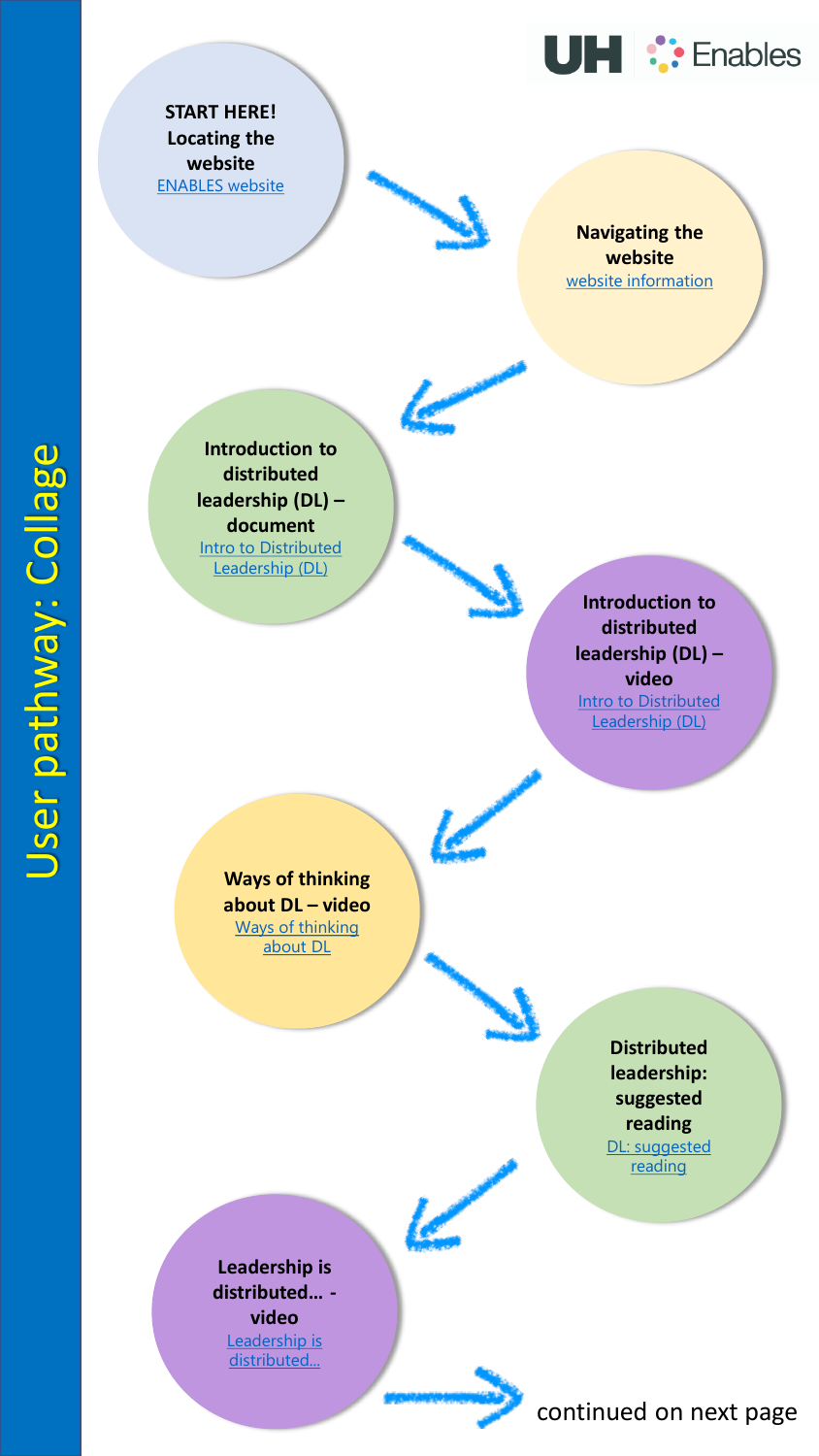# User pathway: Collage

UH Enables

**START HERE! Locating the website**
ENABLES website

**Navigating the website**
website information

**Introduction to distributed leadership (DL) – document**
Intro to Distributed Leadership (DL)

**Introduction to distributed leadership (DL) – video**
Intro to Distributed Leadership (DL)

**Ways of thinking about DL – video**
Ways of thinking about DL

**Distributed leadership: suggested reading**
DL: suggested reading

**Leadership is distributed… - video**
Leadership is distributed…

continued on next page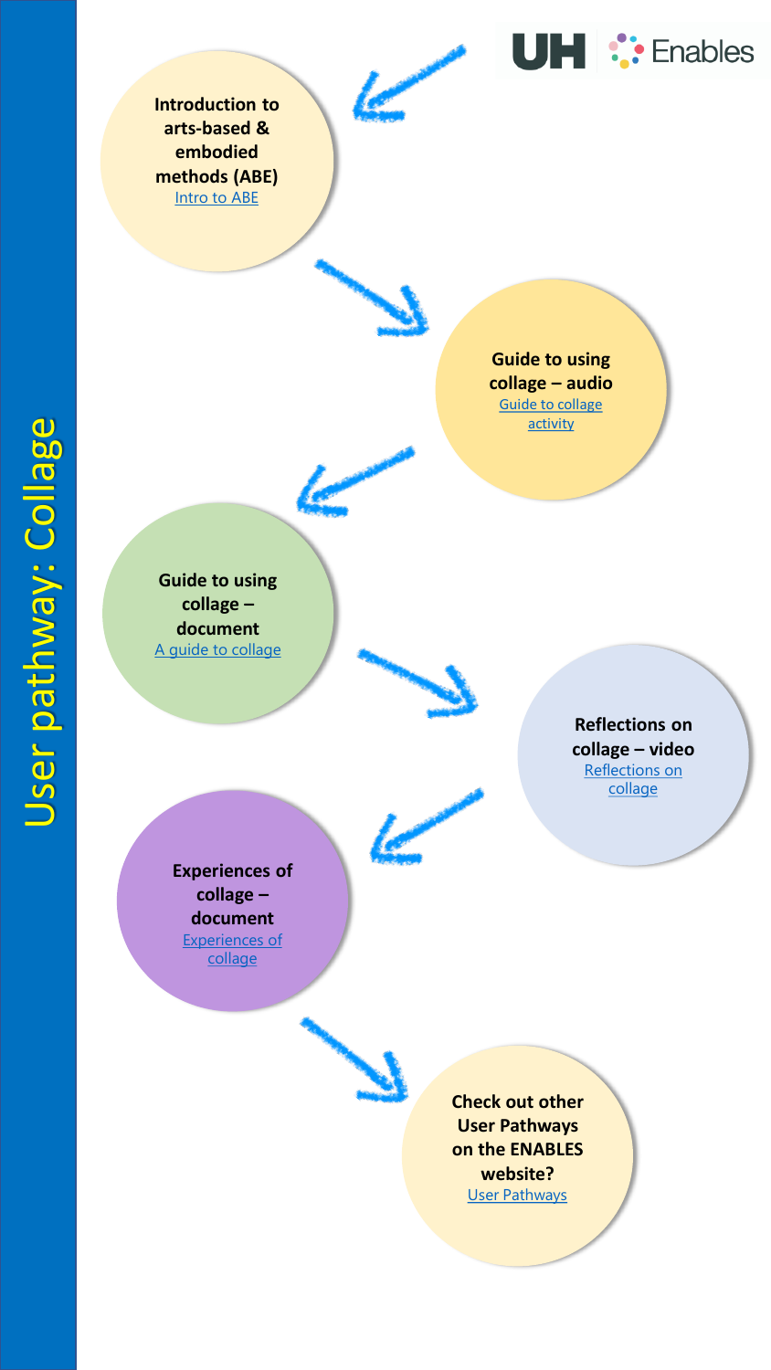# User pathway: Collage

UH Enables

**Introduction to arts-based & embodied methods (ABE)**
Intro to ABE

**Guide to using collage – audio**
Guide to collage activity

**Guide to using collage – document**
A guide to collage

**Reflections on collage – video**
Reflections on collage

**Experiences of collage – document**
Experiences of collage

**Check out other User Pathways on the ENABLES website?**
User Pathways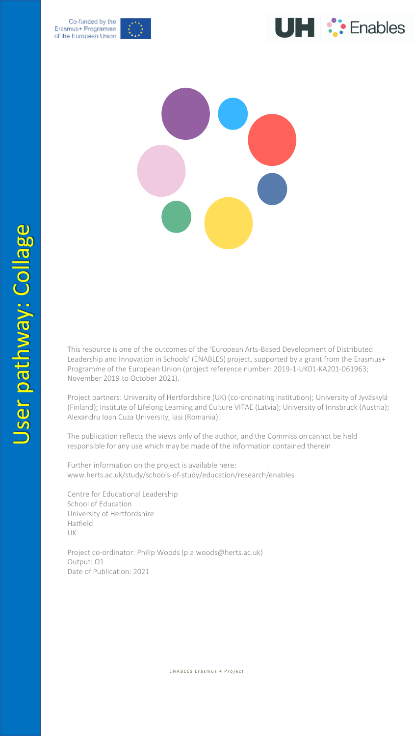User pathway: Collage

This resource is one of the outcomes of the 'European Arts-Based Development of Distributed Leadership and Innovation in Schools' (ENABLES) project, supported by a grant from the Erasmus+ Programme of the European Union (project reference number: 2019-1-UK01-KA201-061963; November 2019 to October 2021).

Project partners: University of Hertfordshire (UK) (co-ordinating institution); University of Jyväskylä (Finland); Institute of Lifelong Learning and Culture VITAE (Latvia); University of Innsbruck (Austria); Alexandru Ioan Cuza University, Iasi (Romania).

The publication reflects the views only of the author, and the Commission cannot be held responsible for any use which may be made of the information contained therein

Further information on the project is available here:
www.herts.ac.uk/study/schools-of-study/education/research/enables

Centre for Educational Leadership
School of Education
University of Hertfordshire
Hatfield
UK

Project co-ordinator: Philip Woods (p.a.woods@herts.ac.uk)
Output: O1
Date of Publication: 2021